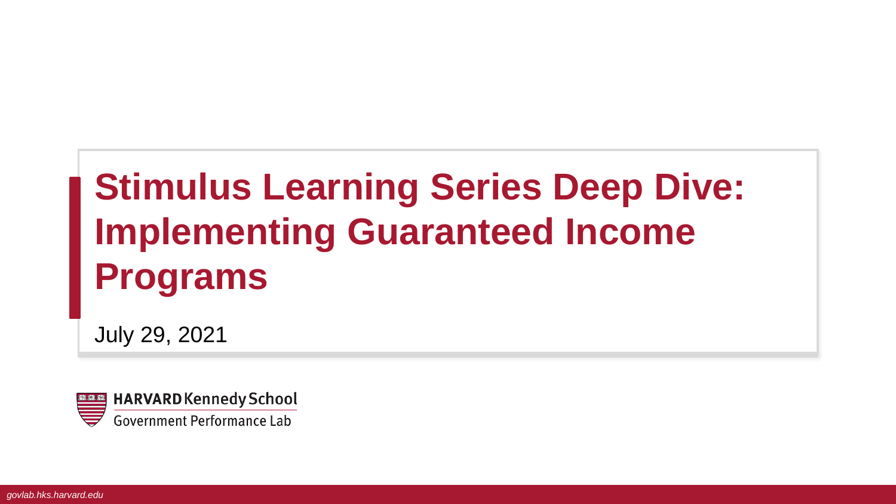# Stimulus Learning Series Deep Dive: Implementing Guaranteed Income Programs

July 29, 2021

HARVARD Kennedy School
Government Performance Lab

*govlab.hks.harvard.edu*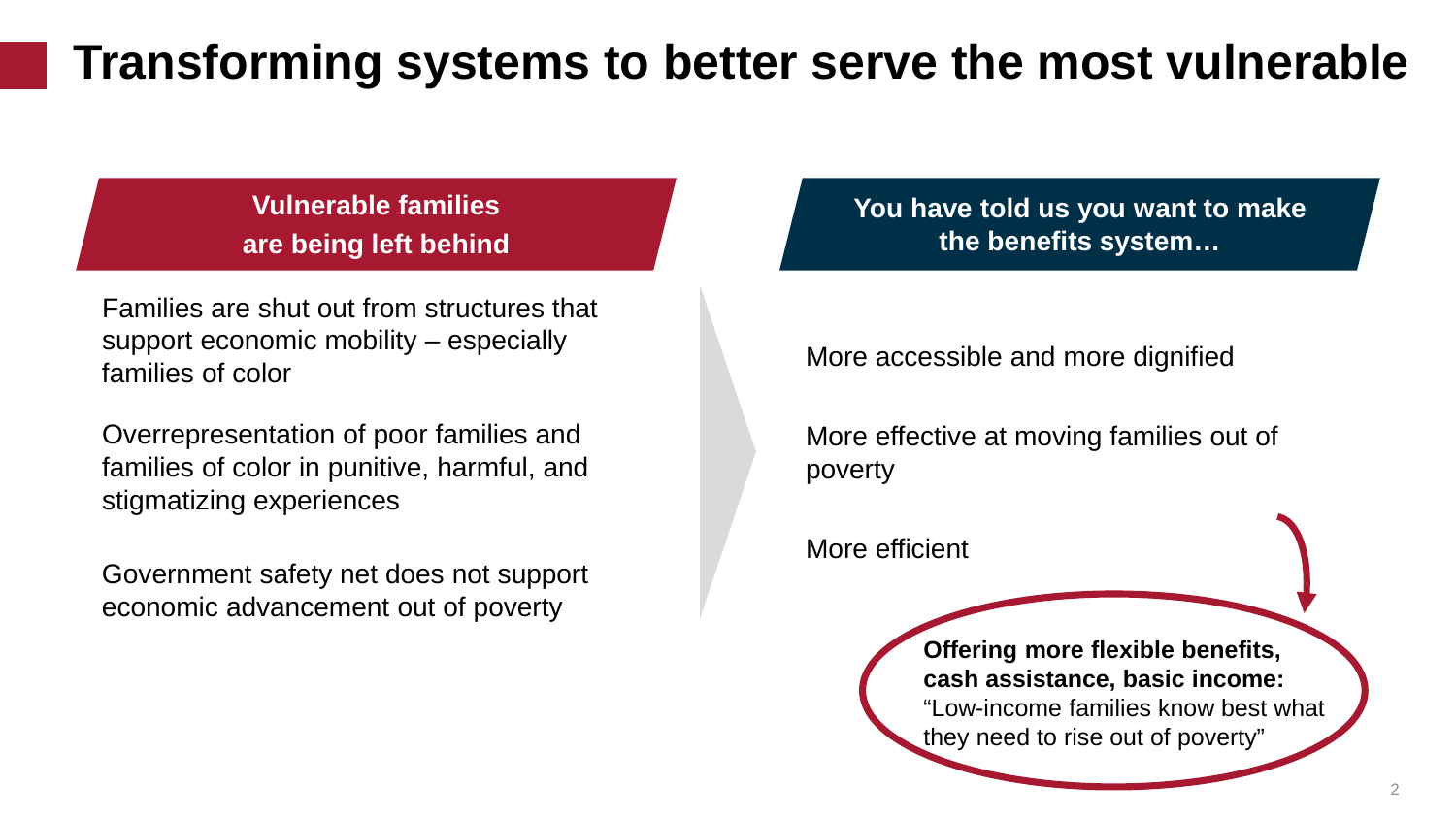# Transforming systems to better serve the most vulnerable

## Vulnerable families are being left behind

Families are shut out from structures that support economic mobility – especially families of color

Overrepresentation of poor families and families of color in punitive, harmful, and stigmatizing experiences

Government safety net does not support economic advancement out of poverty

## You have told us you want to make the benefits system…

More accessible and more dignified

More effective at moving families out of poverty

More efficient

**Offering more flexible benefits, cash assistance, basic income:** "Low-income families know best what they need to rise out of poverty"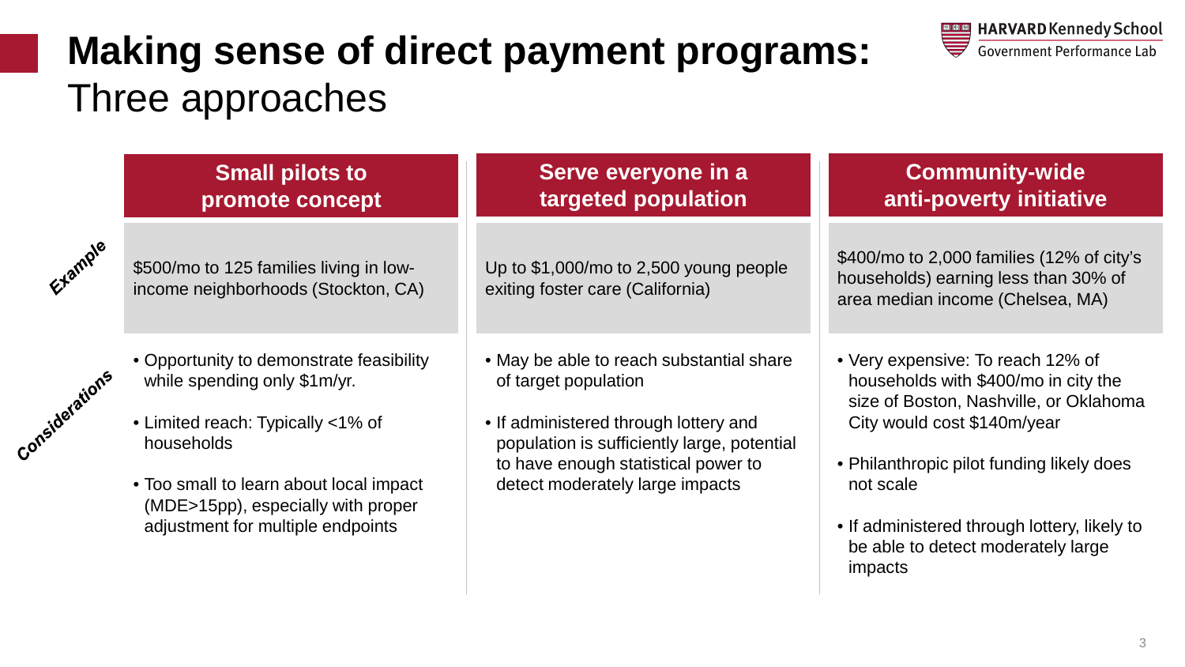# Making sense of direct payment programs: Three approaches

| | Small pilots to promote concept | Serve everyone in a targeted population | Community-wide anti-poverty initiative |
|---|---|---|---|
| Example | $500/mo to 125 families living in low-income neighborhoods (Stockton, CA) | Up to $1,000/mo to 2,500 young people exiting foster care (California) | $400/mo to 2,000 families (12% of city's households) earning less than 30% of area median income (Chelsea, MA) |
| Considerations | • Opportunity to demonstrate feasibility while spending only $1m/yr.<br>• Limited reach: Typically <1% of households<br>• Too small to learn about local impact (MDE>15pp), especially with proper adjustment for multiple endpoints | • May be able to reach substantial share of target population<br>• If administered through lottery and population is sufficiently large, potential to have enough statistical power to detect moderately large impacts | • Very expensive: To reach 12% of households with $400/mo in city the size of Boston, Nashville, or Oklahoma City would cost $140m/year<br>• Philanthropic pilot funding likely does not scale<br>• If administered through lottery, likely to be able to detect moderately large impacts |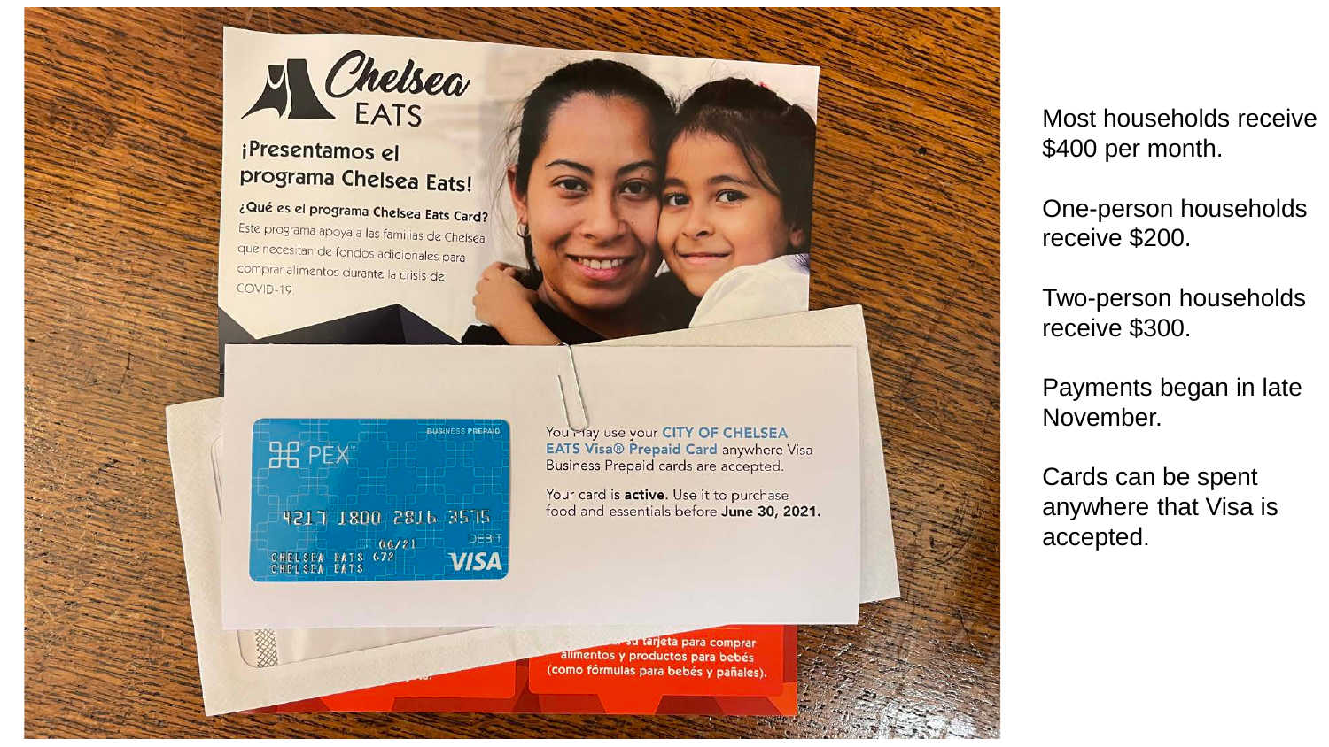Chelsea EATS

¡Presentamos el programa Chelsea Eats!

¿Qué es el programa Chelsea Eats Card?

Este programa apoya a las familias de Chelsea que necesitan de fondos adicionales para comprar alimentos durante la crisis de COVID-19.

You may use your **CITY OF CHELSEA EATS Visa® Prepaid Card** anywhere Visa Business Prepaid cards are accepted.

Your card is **active**. Use it to purchase food and essentials before **June 30, 2021.**

...su tarjeta para comprar alimentos y productos para bebés (como fórmulas para bebés y pañales).

Most households receive $400 per month.

One-person households receive $200.

Two-person households receive $300.

Payments began in late November.

Cards can be spent anywhere that Visa is accepted.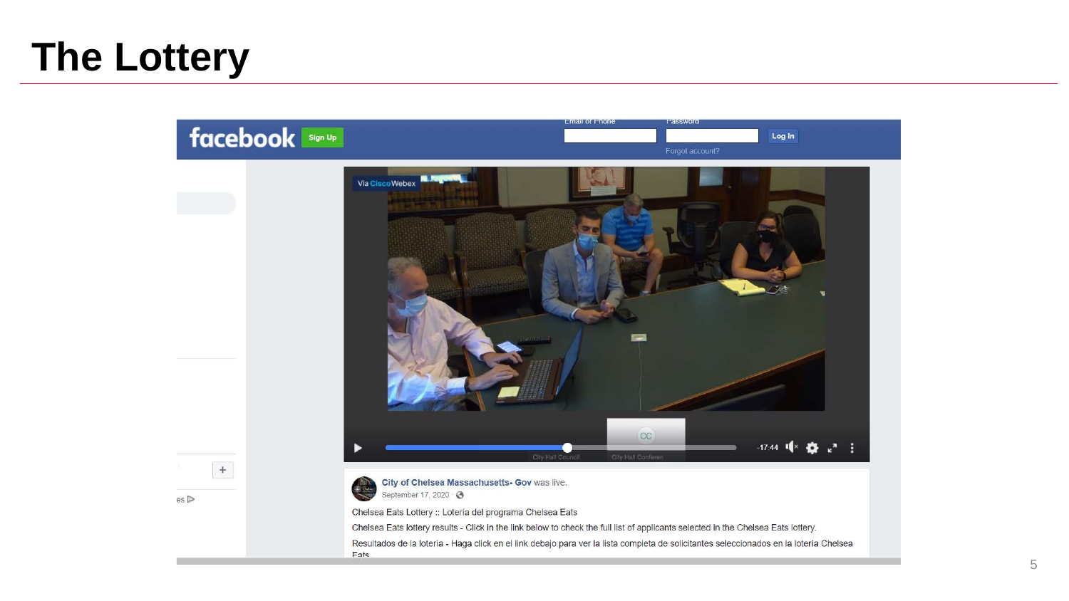# The Lottery

City of Chelsea Massachusetts- Gov was live.

September 17, 2020

Chelsea Eats Lottery :: Lotería del programa Chelsea Eats

Chelsea Eats lottery results - Click in the link below to check the full list of applicants selected in the Chelsea Eats lottery.

Resultados de la lotería - Haga click en el link debajo para ver la lista completa de solicitantes seleccionados en la lotería Chelsea Eats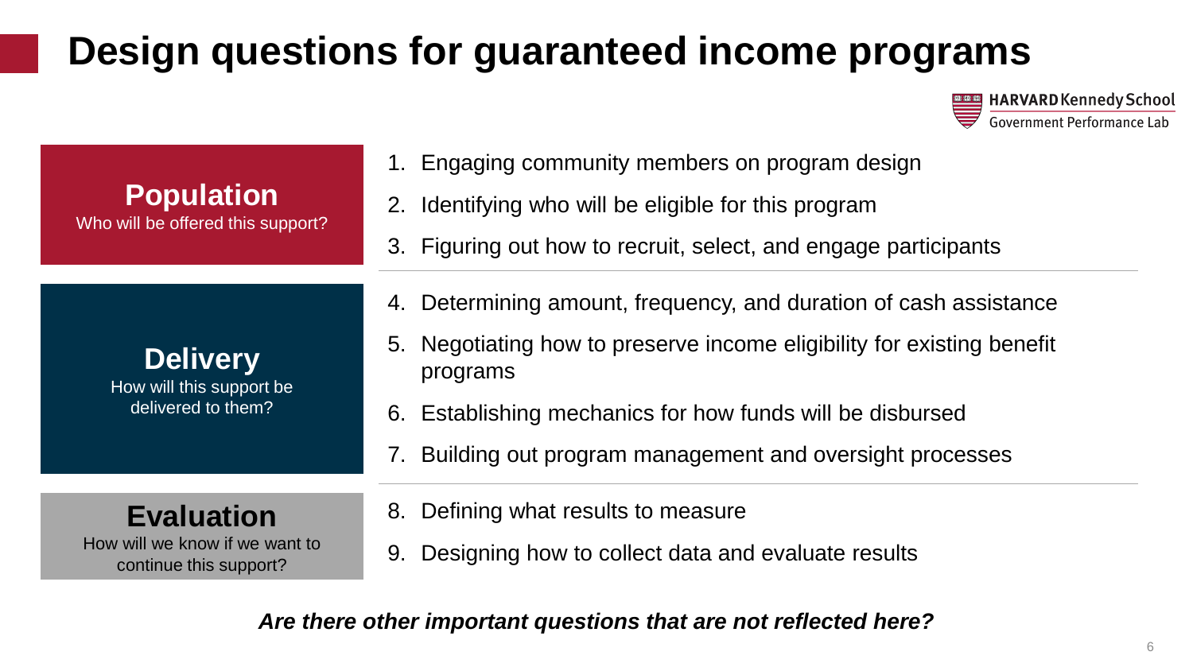# Design questions for guaranteed income programs

HARVARD Kennedy School
Government Performance Lab

## Population

Who will be offered this support?

1. Engaging community members on program design
2. Identifying who will be eligible for this program
3. Figuring out how to recruit, select, and engage participants

## Delivery

How will this support be delivered to them?

4. Determining amount, frequency, and duration of cash assistance
5. Negotiating how to preserve income eligibility for existing benefit programs
6. Establishing mechanics for how funds will be disbursed
7. Building out program management and oversight processes

## Evaluation

How will we know if we want to continue this support?

8. Defining what results to measure
9. Designing how to collect data and evaluate results

***Are there other important questions that are not reflected here?***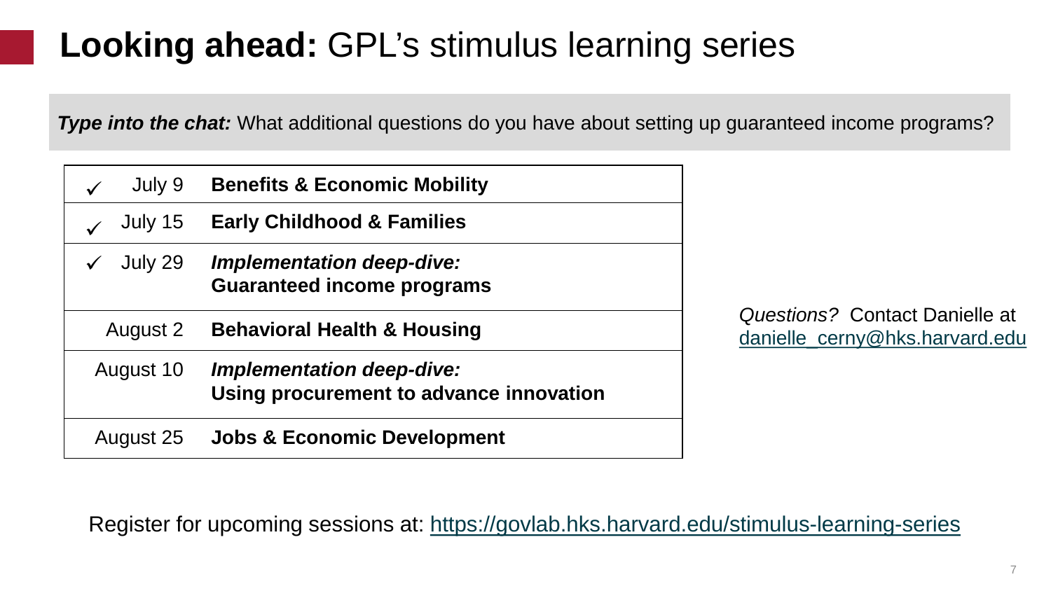# **Looking ahead:** GPL's stimulus learning series

***Type into the chat:*** What additional questions do you have about setting up guaranteed income programs?

| | Date | Session |
|---|---|---|
| ✓ | July 9 | **Benefits & Economic Mobility** |
| ✓ | July 15 | **Early Childhood & Families** |
| ✓ | July 29 | ***Implementation deep-dive:*** **Guaranteed income programs** |
| | August 2 | **Behavioral Health & Housing** |
| | August 10 | ***Implementation deep-dive:*** **Using procurement to advance innovation** |
| | August 25 | **Jobs & Economic Development** |

*Questions?* Contact Danielle at danielle_cerny@hks.harvard.edu

Register for upcoming sessions at: https://govlab.hks.harvard.edu/stimulus-learning-series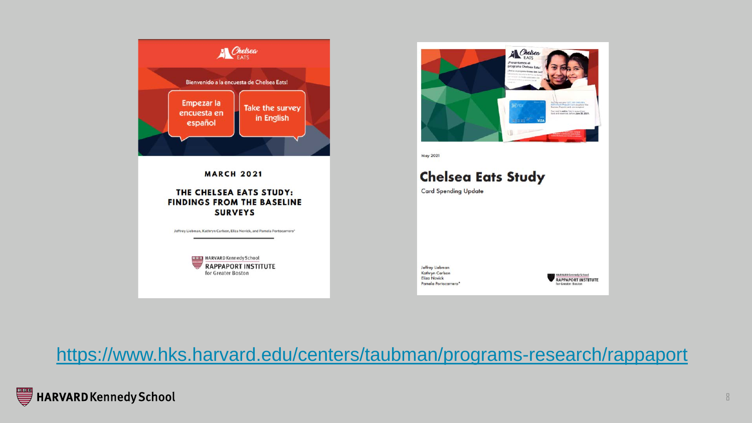Chelsea EATS

Bienvenido a la encuesta de Chelsea Eats!

Empezar la encuesta en español

Take the survey in English

**MARCH 2021**

**THE CHELSEA EATS STUDY: FINDINGS FROM THE BASELINE SURVEYS**

Jeffrey Liebman, Kathryn Carlson, Eliza Novick, and Pamela Portocarrero*

HARVARD Kennedy School
RAPPAPORT INSTITUTE
for Greater Boston

May 2021

**Chelsea Eats Study**

Card Spending Update

Jeffrey Liebman
Kathryn Carlson
Eliza Novick
Pamela Portocarrero*

HARVARD Kennedy School
RAPPAPORT INSTITUTE
for Greater Boston

https://www.hks.harvard.edu/centers/taubman/programs-research/rappaport